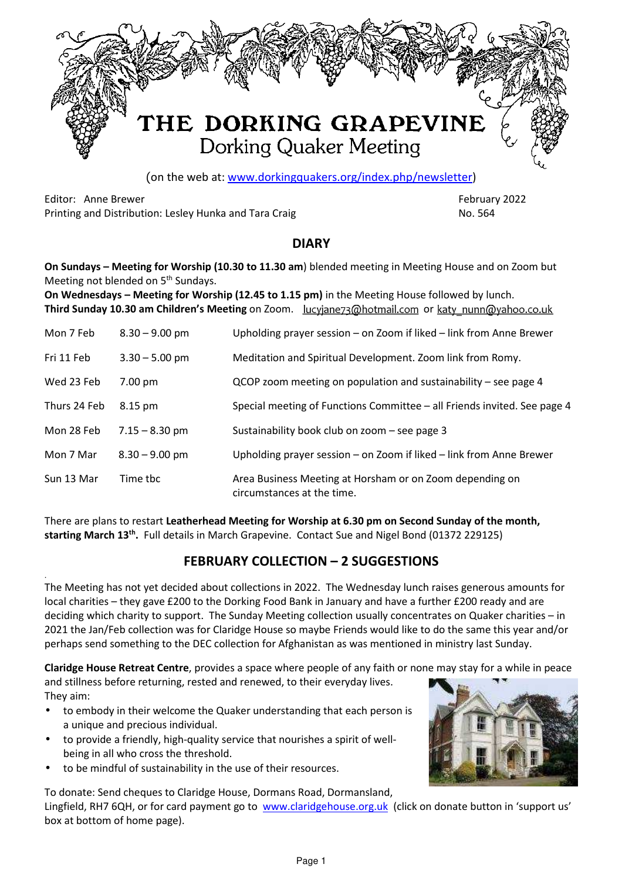# THE DORKING GRAPEVINE

## Dorking Quaker Meeting

(on the web at: www.dorkingquakers.org/index.php/newsletter)

Editor: Anne Brewer
Printing and Distribution: Lesley Hunka and Tara Craig

February 2022
No. 564

## DIARY

**On Sundays – Meeting for Worship (10.30 to 11.30 am**) blended meeting in Meeting House and on Zoom but Meeting not blended on 5th Sundays.
**On Wednesdays – Meeting for Worship (12.45 to 1.15 pm)** in the Meeting House followed by lunch.
**Third Sunday 10.30 am Children's Meeting** on Zoom. lucyjane73@hotmail.com or katy_nunn@yahoo.co.uk

| | | |
|---|---|---|
| Mon 7 Feb | 8.30 – 9.00 pm | Upholding prayer session – on Zoom if liked – link from Anne Brewer |
| Fri 11 Feb | 3.30 – 5.00 pm | Meditation and Spiritual Development. Zoom link from Romy. |
| Wed 23 Feb | 7.00 pm | QCOP zoom meeting on population and sustainability – see page 4 |
| Thurs 24 Feb | 8.15 pm | Special meeting of Functions Committee – all Friends invited. See page 4 |
| Mon 28 Feb | 7.15 – 8.30 pm | Sustainability book club on zoom – see page 3 |
| Mon 7 Mar | 8.30 – 9.00 pm | Upholding prayer session – on Zoom if liked – link from Anne Brewer |
| Sun 13 Mar | Time tbc | Area Business Meeting at Horsham or on Zoom depending on circumstances at the time. |

There are plans to restart **Leatherhead Meeting for Worship at 6.30 pm on Second Sunday of the month, starting March 13th.** Full details in March Grapevine. Contact Sue and Nigel Bond (01372 229125)

## FEBRUARY COLLECTION – 2 SUGGESTIONS

The Meeting has not yet decided about collections in 2022. The Wednesday lunch raises generous amounts for local charities – they gave £200 to the Dorking Food Bank in January and have a further £200 ready and are deciding which charity to support. The Sunday Meeting collection usually concentrates on Quaker charities – in 2021 the Jan/Feb collection was for Claridge House so maybe Friends would like to do the same this year and/or perhaps send something to the DEC collection for Afghanistan as was mentioned in ministry last Sunday.

**Claridge House Retreat Centre**, provides a space where people of any faith or none may stay for a while in peace and stillness before returning, rested and renewed, to their everyday lives.
They aim:

- to embody in their welcome the Quaker understanding that each person is a unique and precious individual.
- to provide a friendly, high-quality service that nourishes a spirit of well-being in all who cross the threshold.
- to be mindful of sustainability in the use of their resources.

To donate: Send cheques to Claridge House, Dormans Road, Dormansland, Lingfield, RH7 6QH, or for card payment go to www.claridgehouse.org.uk (click on donate button in 'support us' box at bottom of home page).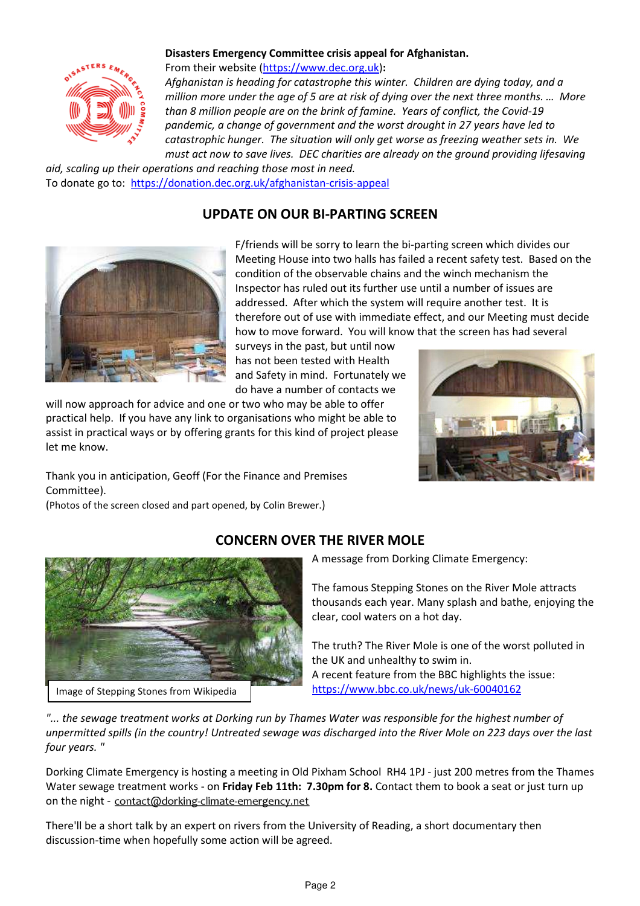**Disasters Emergency Committee crisis appeal for Afghanistan.**

From their website (https://www.dec.org.uk)**:**

*Afghanistan is heading for catastrophe this winter. Children are dying today, and a million more under the age of 5 are at risk of dying over the next three months. … More than 8 million people are on the brink of famine. Years of conflict, the Covid-19 pandemic, a change of government and the worst drought in 27 years have led to catastrophic hunger. The situation will only get worse as freezing weather sets in. We must act now to save lives. DEC charities are already on the ground providing lifesaving aid, scaling up their operations and reaching those most in need.*

To donate go to: https://donation.dec.org.uk/afghanistan-crisis-appeal

## UPDATE ON OUR BI-PARTING SCREEN

F/friends will be sorry to learn the bi-parting screen which divides our Meeting House into two halls has failed a recent safety test. Based on the condition of the observable chains and the winch mechanism the Inspector has ruled out its further use until a number of issues are addressed. After which the system will require another test. It is therefore out of use with immediate effect, and our Meeting must decide how to move forward. You will know that the screen has had several surveys in the past, but until now has not been tested with Health and Safety in mind. Fortunately we do have a number of contacts we will now approach for advice and one or two who may be able to offer practical help. If you have any link to organisations who might be able to assist in practical ways or by offering grants for this kind of project please let me know.

Thank you in anticipation, Geoff (For the Finance and Premises Committee).

(Photos of the screen closed and part opened, by Colin Brewer.)

## CONCERN OVER THE RIVER MOLE

Image of Stepping Stones from Wikipedia

A message from Dorking Climate Emergency:

The famous Stepping Stones on the River Mole attracts thousands each year. Many splash and bathe, enjoying the clear, cool waters on a hot day.

The truth? The River Mole is one of the worst polluted in the UK and unhealthy to swim in.

A recent feature from the BBC highlights the issue: https://www.bbc.co.uk/news/uk-60040162

*"... the sewage treatment works at Dorking run by Thames Water was responsible for the highest number of unpermitted spills (in the country! Untreated sewage was discharged into the River Mole on 223 days over the last four years. "*

Dorking Climate Emergency is hosting a meeting in Old Pixham School RH4 1PJ - just 200 metres from the Thames Water sewage treatment works - on **Friday Feb 11th: 7.30pm for 8.** Contact them to book a seat or just turn up on the night - contact@dorking-climate-emergency.net

There'll be a short talk by an expert on rivers from the University of Reading, a short documentary then discussion-time when hopefully some action will be agreed.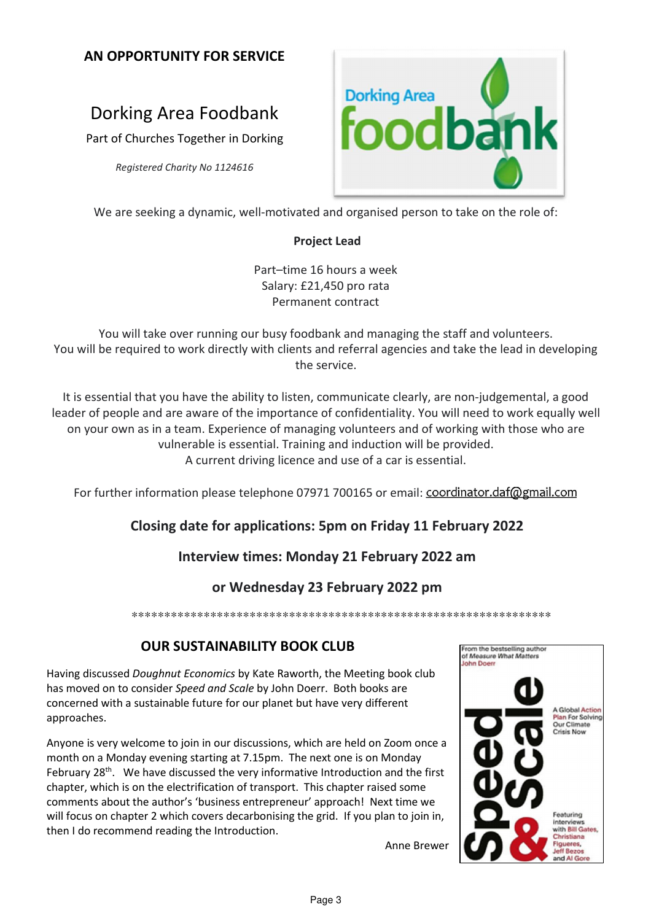## AN OPPORTUNITY FOR SERVICE

# Dorking Area Foodbank

Part of Churches Together in Dorking

*Registered Charity No 1124616*

We are seeking a dynamic, well-motivated and organised person to take on the role of:

**Project Lead**

Part–time 16 hours a week
Salary: £21,450 pro rata
Permanent contract

You will take over running our busy foodbank and managing the staff and volunteers. You will be required to work directly with clients and referral agencies and take the lead in developing the service.

It is essential that you have the ability to listen, communicate clearly, are non-judgemental, a good leader of people and are aware of the importance of confidentiality. You will need to work equally well on your own as in a team. Experience of managing volunteers and of working with those who are vulnerable is essential. Training and induction will be provided.
A current driving licence and use of a car is essential.

For further information please telephone 07971 700165 or email: coordinator.daf@gmail.com

**Closing date for applications: 5pm on Friday 11 February 2022**

**Interview times: Monday 21 February 2022 am**

**or Wednesday 23 February 2022 pm**

*****************************************************************

## OUR SUSTAINABILITY BOOK CLUB

Having discussed *Doughnut Economics* by Kate Raworth, the Meeting book club has moved on to consider *Speed and Scale* by John Doerr. Both books are concerned with a sustainable future for our planet but have very different approaches.

Anyone is very welcome to join in our discussions, which are held on Zoom once a month on a Monday evening starting at 7.15pm. The next one is on Monday February 28th. We have discussed the very informative Introduction and the first chapter, which is on the electrification of transport. This chapter raised some comments about the author's 'business entrepreneur' approach! Next time we will focus on chapter 2 which covers decarbonising the grid. If you plan to join in, then I do recommend reading the Introduction.

Anne Brewer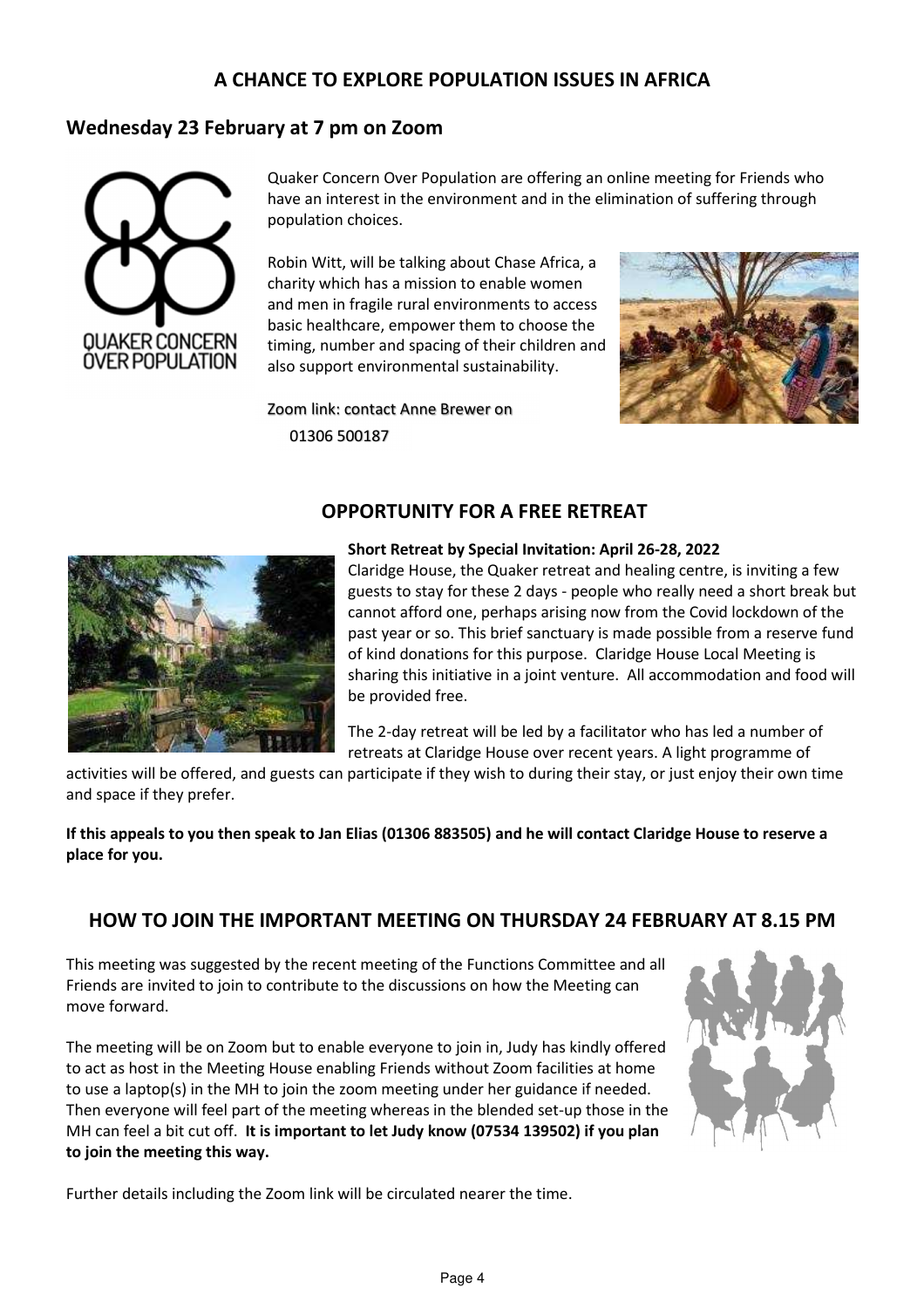## A CHANCE TO EXPLORE POPULATION ISSUES IN AFRICA

### Wednesday 23 February at 7 pm on Zoom

QUAKER CONCERN OVER POPULATION

Quaker Concern Over Population are offering an online meeting for Friends who have an interest in the environment and in the elimination of suffering through population choices.

Robin Witt, will be talking about Chase Africa, a charity which has a mission to enable women and men in fragile rural environments to access basic healthcare, empower them to choose the timing, number and spacing of their children and also support environmental sustainability.

Zoom link: contact Anne Brewer on 01306 500187

## OPPORTUNITY FOR A FREE RETREAT

**Short Retreat by Special Invitation: April 26-28, 2022**

Claridge House, the Quaker retreat and healing centre, is inviting a few guests to stay for these 2 days - people who really need a short break but cannot afford one, perhaps arising now from the Covid lockdown of the past year or so. This brief sanctuary is made possible from a reserve fund of kind donations for this purpose. Claridge House Local Meeting is sharing this initiative in a joint venture. All accommodation and food will be provided free.

The 2-day retreat will be led by a facilitator who has led a number of retreats at Claridge House over recent years. A light programme of activities will be offered, and guests can participate if they wish to during their stay, or just enjoy their own time and space if they prefer.

**If this appeals to you then speak to Jan Elias (01306 883505) and he will contact Claridge House to reserve a place for you.**

## HOW TO JOIN THE IMPORTANT MEETING ON THURSDAY 24 FEBRUARY AT 8.15 PM

This meeting was suggested by the recent meeting of the Functions Committee and all Friends are invited to join to contribute to the discussions on how the Meeting can move forward.

The meeting will be on Zoom but to enable everyone to join in, Judy has kindly offered to act as host in the Meeting House enabling Friends without Zoom facilities at home to use a laptop(s) in the MH to join the zoom meeting under her guidance if needed. Then everyone will feel part of the meeting whereas in the blended set-up those in the MH can feel a bit cut off. **It is important to let Judy know (07534 139502) if you plan to join the meeting this way.**

Further details including the Zoom link will be circulated nearer the time.